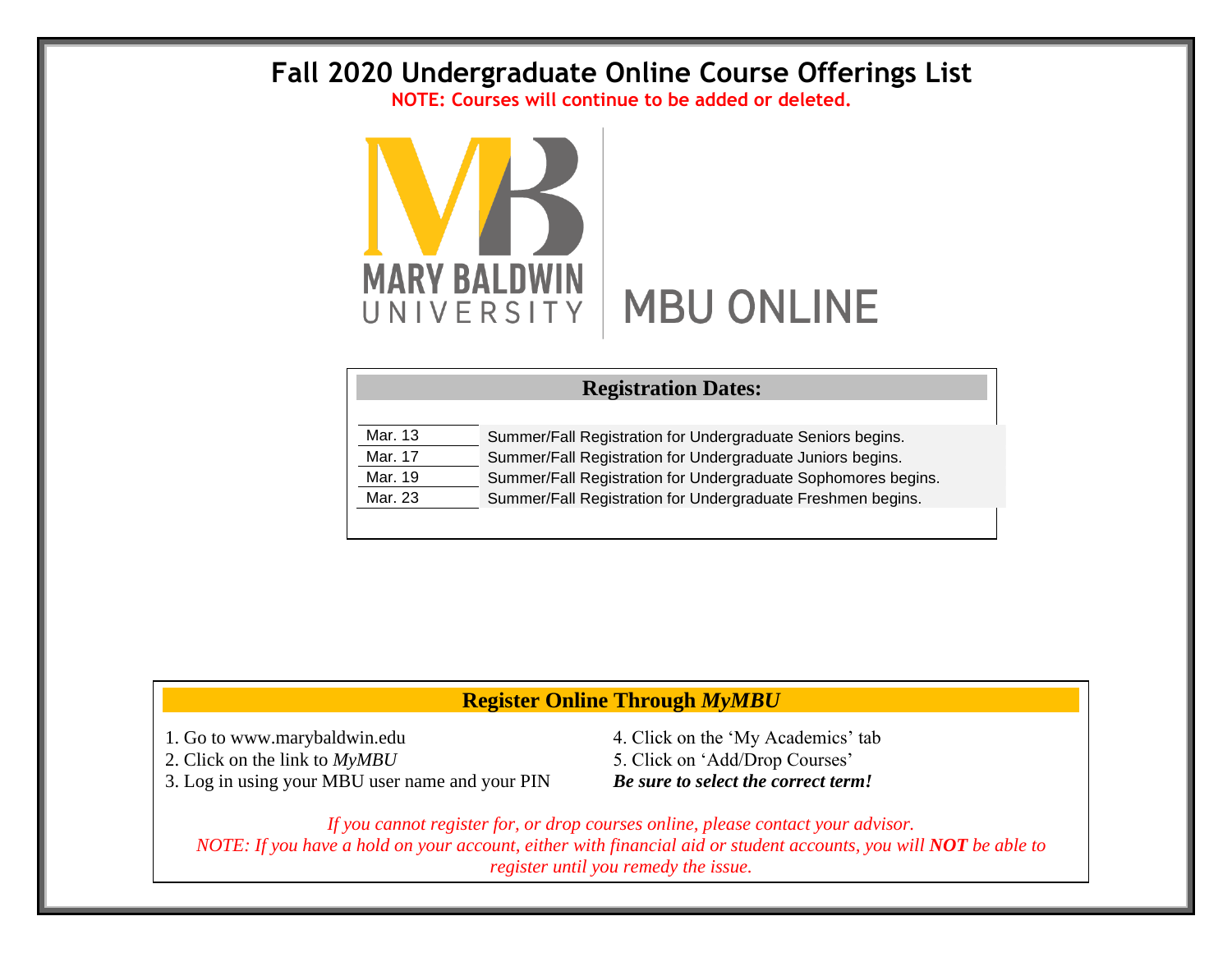# Fall 2020 Undergraduate Online Course Offerings List

**NOTE: Courses will continue to be added or deleted.**

MARY BALDWIN UNIVERSITY | MBU ONLINE

## Registration Dates:

| | |
|---|---|
| Mar. 13 | Summer/Fall Registration for Undergraduate Seniors begins. |
| Mar. 17 | Summer/Fall Registration for Undergraduate Juniors begins. |
| Mar. 19 | Summer/Fall Registration for Undergraduate Sophomores begins. |
| Mar. 23 | Summer/Fall Registration for Undergraduate Freshmen begins. |

## Register Online Through *MyMBU*

1. Go to www.marybaldwin.edu
2. Click on the link to *MyMBU*
3. Log in using your MBU user name and your PIN
4. Click on the 'My Academics' tab
5. Click on 'Add/Drop Courses'

***Be sure to select the correct term!***

*If you cannot register for, or drop courses online, please contact your advisor.*

*NOTE: If you have a hold on your account, either with financial aid or student accounts, you will **NOT** be able to register until you remedy the issue.*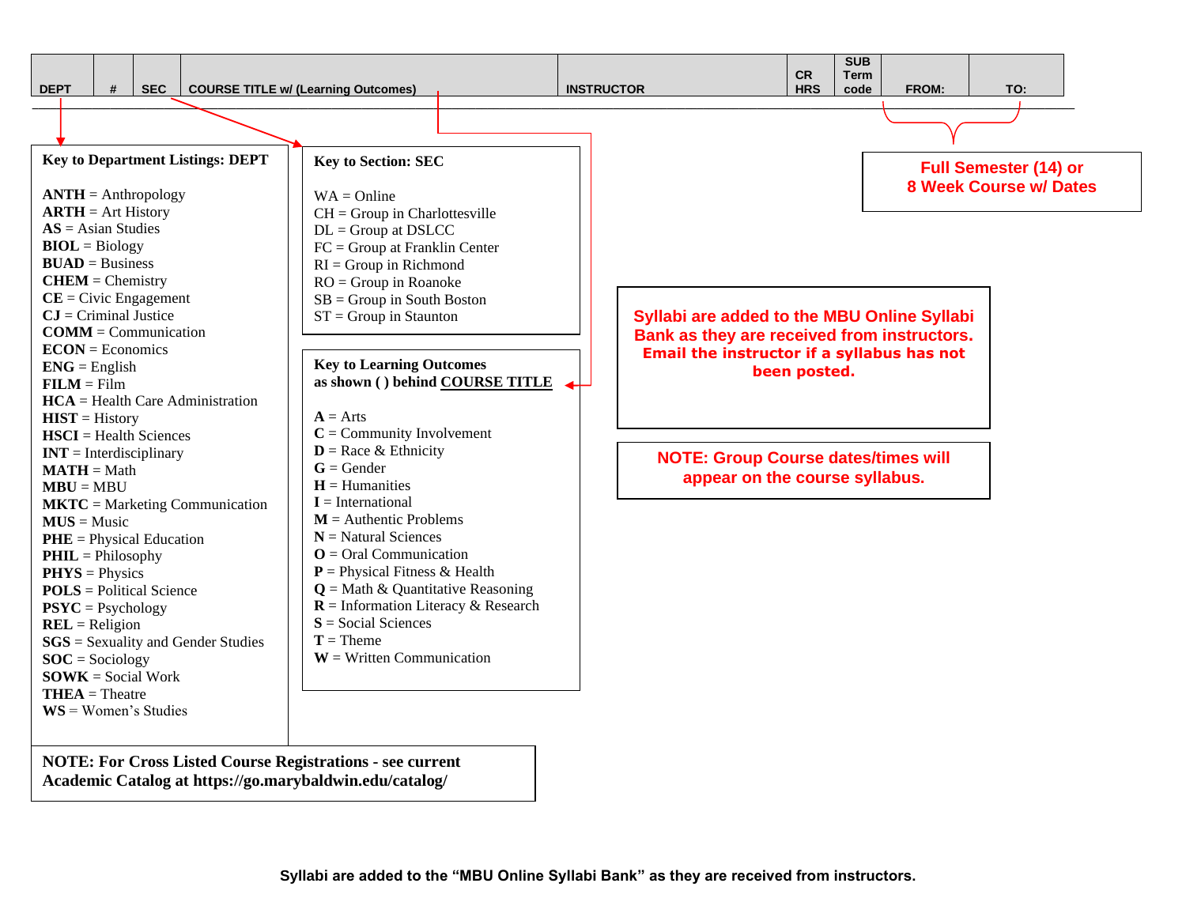| DEPT | # | SEC | COURSE TITLE w/ (Learning Outcomes) | INSTRUCTOR | CR HRS | SUB Term code | FROM: | TO: |
|---|---|---|---|---|---|---|---|---|

**Key to Department Listings: DEPT**

**ANTH** = Anthropology
**ARTH** = Art History
**AS** = Asian Studies
**BIOL** = Biology
**BUAD** = Business
**CHEM** = Chemistry
**CE** = Civic Engagement
**CJ** = Criminal Justice
**COMM** = Communication
**ECON** = Economics
**ENG** = English
**FILM** = Film
**HCA** = Health Care Administration
**HIST** = History
**HSCI** = Health Sciences
**INT** = Interdisciplinary
**MATH** = Math
**MBU** = MBU
**MKTC** = Marketing Communication
**MUS** = Music
**PHE** = Physical Education
**PHIL** = Philosophy
**PHYS** = Physics
**POLS** = Political Science
**PSYC** = Psychology
**REL** = Religion
**SGS** = Sexuality and Gender Studies
**SOC** = Sociology
**SOWK** = Social Work
**THEA** = Theatre
**WS** = Women's Studies

**NOTE: For Cross Listed Course Registrations - see current Academic Catalog at https://go.marybaldwin.edu/catalog/**

**Key to Section: SEC**

WA = Online
CH = Group in Charlottesville
DL = Group at DSLCC
FC = Group at Franklin Center
RI = Group in Richmond
RO = Group in Roanoke
SB = Group in South Boston
ST = Group in Staunton

**Key to Learning Outcomes as shown ( ) behind COURSE TITLE**

**A** = Arts
**C** = Community Involvement
**D** = Race & Ethnicity
**G** = Gender
**H** = Humanities
**I** = International
**M** = Authentic Problems
**N** = Natural Sciences
**O** = Oral Communication
**P** = Physical Fitness & Health
**Q** = Math & Quantitative Reasoning
**R** = Information Literacy & Research
**S** = Social Sciences
**T** = Theme
**W** = Written Communication

**Full Semester (14) or 8 Week Course w/ Dates**

**Syllabi are added to the MBU Online Syllabi Bank as they are received from instructors. Email the instructor if a syllabus has not been posted.**

**NOTE: Group Course dates/times will appear on the course syllabus.**

**Syllabi are added to the "MBU Online Syllabi Bank" as they are received from instructors.**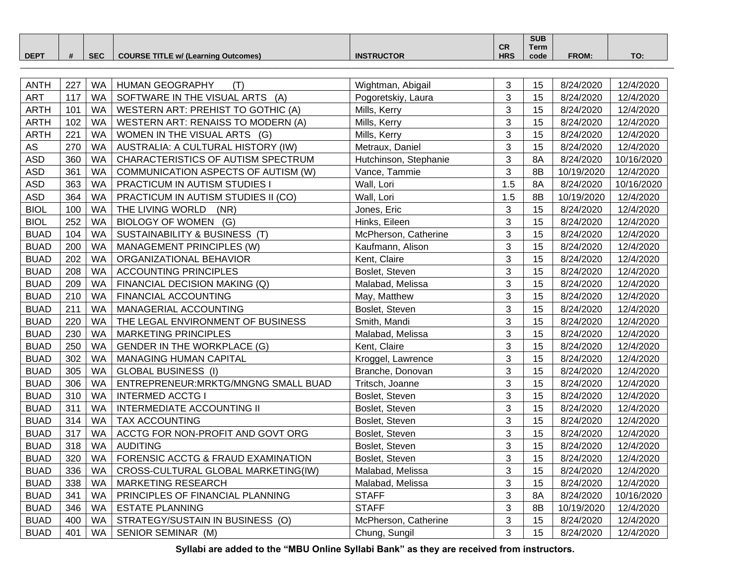| DEPT | # | SEC | COURSE TITLE w/ (Learning Outcomes) | INSTRUCTOR | CR HRS | SUB Term code | FROM: | TO: |
|---|---|---|---|---|---|---|---|---|
| ANTH | 227 | WA | HUMAN GEOGRAPHY (T) | Wightman, Abigail | 3 | 15 | 8/24/2020 | 12/4/2020 |
| ART | 117 | WA | SOFTWARE IN THE VISUAL ARTS (A) | Pogoretskiy, Laura | 3 | 15 | 8/24/2020 | 12/4/2020 |
| ARTH | 101 | WA | WESTERN ART: PREHIST TO GOTHIC (A) | Mills, Kerry | 3 | 15 | 8/24/2020 | 12/4/2020 |
| ARTH | 102 | WA | WESTERN ART: RENAISS TO MODERN (A) | Mills, Kerry | 3 | 15 | 8/24/2020 | 12/4/2020 |
| ARTH | 221 | WA | WOMEN IN THE VISUAL ARTS (G) | Mills, Kerry | 3 | 15 | 8/24/2020 | 12/4/2020 |
| AS | 270 | WA | AUSTRALIA: A CULTURAL HISTORY (IW) | Metraux, Daniel | 3 | 15 | 8/24/2020 | 12/4/2020 |
| ASD | 360 | WA | CHARACTERISTICS OF AUTISM SPECTRUM | Hutchinson, Stephanie | 3 | 8A | 8/24/2020 | 10/16/2020 |
| ASD | 361 | WA | COMMUNICATION ASPECTS OF AUTISM (W) | Vance, Tammie | 3 | 8B | 10/19/2020 | 12/4/2020 |
| ASD | 363 | WA | PRACTICUM IN AUTISM STUDIES I | Wall, Lori | 1.5 | 8A | 8/24/2020 | 10/16/2020 |
| ASD | 364 | WA | PRACTICUM IN AUTISM STUDIES II (CO) | Wall, Lori | 1.5 | 8B | 10/19/2020 | 12/4/2020 |
| BIOL | 100 | WA | THE LIVING WORLD (NR) | Jones, Eric | 3 | 15 | 8/24/2020 | 12/4/2020 |
| BIOL | 252 | WA | BIOLOGY OF WOMEN (G) | Hinks, Eileen | 3 | 15 | 8/24/2020 | 12/4/2020 |
| BUAD | 104 | WA | SUSTAINABILITY & BUSINESS (T) | McPherson, Catherine | 3 | 15 | 8/24/2020 | 12/4/2020 |
| BUAD | 200 | WA | MANAGEMENT PRINCIPLES (W) | Kaufmann, Alison | 3 | 15 | 8/24/2020 | 12/4/2020 |
| BUAD | 202 | WA | ORGANIZATIONAL BEHAVIOR | Kent, Claire | 3 | 15 | 8/24/2020 | 12/4/2020 |
| BUAD | 208 | WA | ACCOUNTING PRINCIPLES | Boslet, Steven | 3 | 15 | 8/24/2020 | 12/4/2020 |
| BUAD | 209 | WA | FINANCIAL DECISION MAKING (Q) | Malabad, Melissa | 3 | 15 | 8/24/2020 | 12/4/2020 |
| BUAD | 210 | WA | FINANCIAL ACCOUNTING | May, Matthew | 3 | 15 | 8/24/2020 | 12/4/2020 |
| BUAD | 211 | WA | MANAGERIAL ACCOUNTING | Boslet, Steven | 3 | 15 | 8/24/2020 | 12/4/2020 |
| BUAD | 220 | WA | THE LEGAL ENVIRONMENT OF BUSINESS | Smith, Mandi | 3 | 15 | 8/24/2020 | 12/4/2020 |
| BUAD | 230 | WA | MARKETING PRINCIPLES | Malabad, Melissa | 3 | 15 | 8/24/2020 | 12/4/2020 |
| BUAD | 250 | WA | GENDER IN THE WORKPLACE (G) | Kent, Claire | 3 | 15 | 8/24/2020 | 12/4/2020 |
| BUAD | 302 | WA | MANAGING HUMAN CAPITAL | Kroggel, Lawrence | 3 | 15 | 8/24/2020 | 12/4/2020 |
| BUAD | 305 | WA | GLOBAL BUSINESS (I) | Branche, Donovan | 3 | 15 | 8/24/2020 | 12/4/2020 |
| BUAD | 306 | WA | ENTREPRENEUR:MRKTG/MNGNG SMALL BUAD | Tritsch, Joanne | 3 | 15 | 8/24/2020 | 12/4/2020 |
| BUAD | 310 | WA | INTERMED ACCTG I | Boslet, Steven | 3 | 15 | 8/24/2020 | 12/4/2020 |
| BUAD | 311 | WA | INTERMEDIATE ACCOUNTING II | Boslet, Steven | 3 | 15 | 8/24/2020 | 12/4/2020 |
| BUAD | 314 | WA | TAX ACCOUNTING | Boslet, Steven | 3 | 15 | 8/24/2020 | 12/4/2020 |
| BUAD | 317 | WA | ACCTG FOR NON-PROFIT AND GOVT ORG | Boslet, Steven | 3 | 15 | 8/24/2020 | 12/4/2020 |
| BUAD | 318 | WA | AUDITING | Boslet, Steven | 3 | 15 | 8/24/2020 | 12/4/2020 |
| BUAD | 320 | WA | FORENSIC ACCTG & FRAUD EXAMINATION | Boslet, Steven | 3 | 15 | 8/24/2020 | 12/4/2020 |
| BUAD | 336 | WA | CROSS-CULTURAL GLOBAL MARKETING(IW) | Malabad, Melissa | 3 | 15 | 8/24/2020 | 12/4/2020 |
| BUAD | 338 | WA | MARKETING RESEARCH | Malabad, Melissa | 3 | 15 | 8/24/2020 | 12/4/2020 |
| BUAD | 341 | WA | PRINCIPLES OF FINANCIAL PLANNING | STAFF | 3 | 8A | 8/24/2020 | 10/16/2020 |
| BUAD | 346 | WA | ESTATE PLANNING | STAFF | 3 | 8B | 10/19/2020 | 12/4/2020 |
| BUAD | 400 | WA | STRATEGY/SUSTAIN IN BUSINESS (O) | McPherson, Catherine | 3 | 15 | 8/24/2020 | 12/4/2020 |
| BUAD | 401 | WA | SENIOR SEMINAR (M) | Chung, Sungil | 3 | 15 | 8/24/2020 | 12/4/2020 |

**Syllabi are added to the "MBU Online Syllabi Bank" as they are received from instructors.**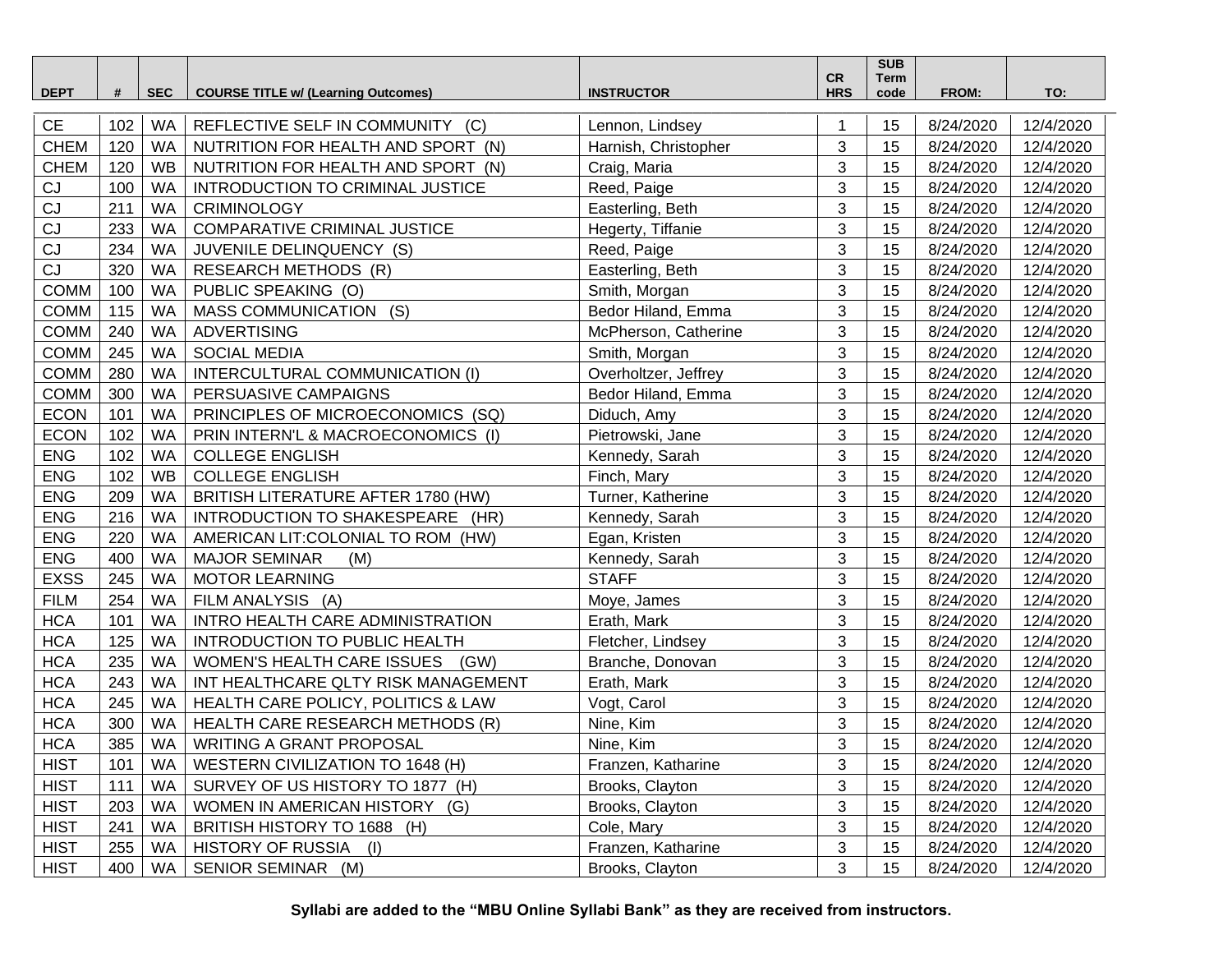| DEPT | # | SEC | COURSE TITLE w/ (Learning Outcomes) | INSTRUCTOR | CR HRS | SUB Term code | FROM: | TO: |
|---|---|---|---|---|---|---|---|---|
| CE | 102 | WA | REFLECTIVE SELF IN COMMUNITY (C) | Lennon, Lindsey | 1 | 15 | 8/24/2020 | 12/4/2020 |
| CHEM | 120 | WA | NUTRITION FOR HEALTH AND SPORT (N) | Harnish, Christopher | 3 | 15 | 8/24/2020 | 12/4/2020 |
| CHEM | 120 | WB | NUTRITION FOR HEALTH AND SPORT (N) | Craig, Maria | 3 | 15 | 8/24/2020 | 12/4/2020 |
| CJ | 100 | WA | INTRODUCTION TO CRIMINAL JUSTICE | Reed, Paige | 3 | 15 | 8/24/2020 | 12/4/2020 |
| CJ | 211 | WA | CRIMINOLOGY | Easterling, Beth | 3 | 15 | 8/24/2020 | 12/4/2020 |
| CJ | 233 | WA | COMPARATIVE CRIMINAL JUSTICE | Hegerty, Tiffanie | 3 | 15 | 8/24/2020 | 12/4/2020 |
| CJ | 234 | WA | JUVENILE DELINQUENCY (S) | Reed, Paige | 3 | 15 | 8/24/2020 | 12/4/2020 |
| CJ | 320 | WA | RESEARCH METHODS (R) | Easterling, Beth | 3 | 15 | 8/24/2020 | 12/4/2020 |
| COMM | 100 | WA | PUBLIC SPEAKING (O) | Smith, Morgan | 3 | 15 | 8/24/2020 | 12/4/2020 |
| COMM | 115 | WA | MASS COMMUNICATION (S) | Bedor Hiland, Emma | 3 | 15 | 8/24/2020 | 12/4/2020 |
| COMM | 240 | WA | ADVERTISING | McPherson, Catherine | 3 | 15 | 8/24/2020 | 12/4/2020 |
| COMM | 245 | WA | SOCIAL MEDIA | Smith, Morgan | 3 | 15 | 8/24/2020 | 12/4/2020 |
| COMM | 280 | WA | INTERCULTURAL COMMUNICATION (I) | Overholtzer, Jeffrey | 3 | 15 | 8/24/2020 | 12/4/2020 |
| COMM | 300 | WA | PERSUASIVE CAMPAIGNS | Bedor Hiland, Emma | 3 | 15 | 8/24/2020 | 12/4/2020 |
| ECON | 101 | WA | PRINCIPLES OF MICROECONOMICS (SQ) | Diduch, Amy | 3 | 15 | 8/24/2020 | 12/4/2020 |
| ECON | 102 | WA | PRIN INTERN'L & MACROECONOMICS (I) | Pietrowski, Jane | 3 | 15 | 8/24/2020 | 12/4/2020 |
| ENG | 102 | WA | COLLEGE ENGLISH | Kennedy, Sarah | 3 | 15 | 8/24/2020 | 12/4/2020 |
| ENG | 102 | WB | COLLEGE ENGLISH | Finch, Mary | 3 | 15 | 8/24/2020 | 12/4/2020 |
| ENG | 209 | WA | BRITISH LITERATURE AFTER 1780 (HW) | Turner, Katherine | 3 | 15 | 8/24/2020 | 12/4/2020 |
| ENG | 216 | WA | INTRODUCTION TO SHAKESPEARE (HR) | Kennedy, Sarah | 3 | 15 | 8/24/2020 | 12/4/2020 |
| ENG | 220 | WA | AMERICAN LIT:COLONIAL TO ROM (HW) | Egan, Kristen | 3 | 15 | 8/24/2020 | 12/4/2020 |
| ENG | 400 | WA | MAJOR SEMINAR (M) | Kennedy, Sarah | 3 | 15 | 8/24/2020 | 12/4/2020 |
| EXSS | 245 | WA | MOTOR LEARNING | STAFF | 3 | 15 | 8/24/2020 | 12/4/2020 |
| FILM | 254 | WA | FILM ANALYSIS (A) | Moye, James | 3 | 15 | 8/24/2020 | 12/4/2020 |
| HCA | 101 | WA | INTRO HEALTH CARE ADMINISTRATION | Erath, Mark | 3 | 15 | 8/24/2020 | 12/4/2020 |
| HCA | 125 | WA | INTRODUCTION TO PUBLIC HEALTH | Fletcher, Lindsey | 3 | 15 | 8/24/2020 | 12/4/2020 |
| HCA | 235 | WA | WOMEN'S HEALTH CARE ISSUES (GW) | Branche, Donovan | 3 | 15 | 8/24/2020 | 12/4/2020 |
| HCA | 243 | WA | INT HEALTHCARE QLTY RISK MANAGEMENT | Erath, Mark | 3 | 15 | 8/24/2020 | 12/4/2020 |
| HCA | 245 | WA | HEALTH CARE POLICY, POLITICS & LAW | Vogt, Carol | 3 | 15 | 8/24/2020 | 12/4/2020 |
| HCA | 300 | WA | HEALTH CARE RESEARCH METHODS (R) | Nine, Kim | 3 | 15 | 8/24/2020 | 12/4/2020 |
| HCA | 385 | WA | WRITING A GRANT PROPOSAL | Nine, Kim | 3 | 15 | 8/24/2020 | 12/4/2020 |
| HIST | 101 | WA | WESTERN CIVILIZATION TO 1648 (H) | Franzen, Katharine | 3 | 15 | 8/24/2020 | 12/4/2020 |
| HIST | 111 | WA | SURVEY OF US HISTORY TO 1877 (H) | Brooks, Clayton | 3 | 15 | 8/24/2020 | 12/4/2020 |
| HIST | 203 | WA | WOMEN IN AMERICAN HISTORY (G) | Brooks, Clayton | 3 | 15 | 8/24/2020 | 12/4/2020 |
| HIST | 241 | WA | BRITISH HISTORY TO 1688 (H) | Cole, Mary | 3 | 15 | 8/24/2020 | 12/4/2020 |
| HIST | 255 | WA | HISTORY OF RUSSIA (I) | Franzen, Katharine | 3 | 15 | 8/24/2020 | 12/4/2020 |
| HIST | 400 | WA | SENIOR SEMINAR (M) | Brooks, Clayton | 3 | 15 | 8/24/2020 | 12/4/2020 |

**Syllabi are added to the "MBU Online Syllabi Bank" as they are received from instructors.**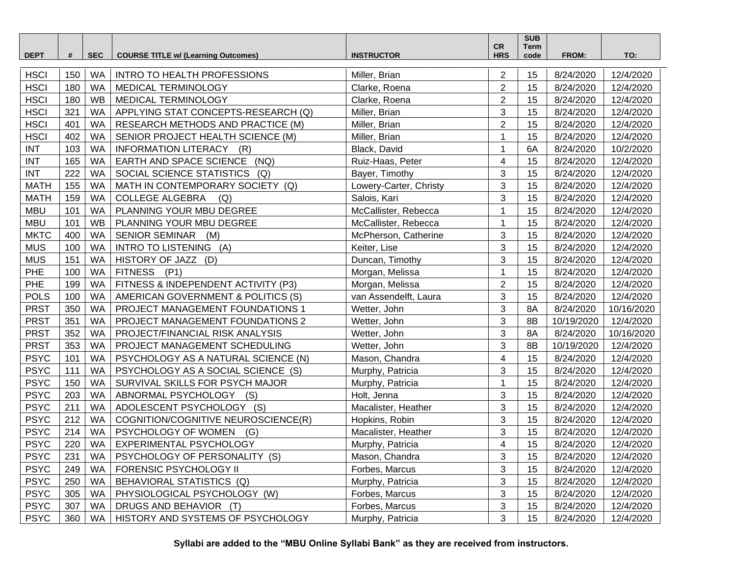| DEPT | # | SEC | COURSE TITLE w/ (Learning Outcomes) | INSTRUCTOR | CR HRS | SUB Term code | FROM: | TO: |
|---|---|---|---|---|---|---|---|---|
| HSCI | 150 | WA | INTRO TO HEALTH PROFESSIONS | Miller, Brian | 2 | 15 | 8/24/2020 | 12/4/2020 |
| HSCI | 180 | WA | MEDICAL TERMINOLOGY | Clarke, Roena | 2 | 15 | 8/24/2020 | 12/4/2020 |
| HSCI | 180 | WB | MEDICAL TERMINOLOGY | Clarke, Roena | 2 | 15 | 8/24/2020 | 12/4/2020 |
| HSCI | 321 | WA | APPLYING STAT CONCEPTS-RESEARCH (Q) | Miller, Brian | 3 | 15 | 8/24/2020 | 12/4/2020 |
| HSCI | 401 | WA | RESEARCH METHODS AND PRACTICE (M) | Miller, Brian | 2 | 15 | 8/24/2020 | 12/4/2020 |
| HSCI | 402 | WA | SENIOR PROJECT HEALTH SCIENCE (M) | Miller, Brian | 1 | 15 | 8/24/2020 | 12/4/2020 |
| INT | 103 | WA | INFORMATION LITERACY (R) | Black, David | 1 | 6A | 8/24/2020 | 10/2/2020 |
| INT | 165 | WA | EARTH AND SPACE SCIENCE (NQ) | Ruiz-Haas, Peter | 4 | 15 | 8/24/2020 | 12/4/2020 |
| INT | 222 | WA | SOCIAL SCIENCE STATISTICS (Q) | Bayer, Timothy | 3 | 15 | 8/24/2020 | 12/4/2020 |
| MATH | 155 | WA | MATH IN CONTEMPORARY SOCIETY (Q) | Lowery-Carter, Christy | 3 | 15 | 8/24/2020 | 12/4/2020 |
| MATH | 159 | WA | COLLEGE ALGEBRA (Q) | Salois, Kari | 3 | 15 | 8/24/2020 | 12/4/2020 |
| MBU | 101 | WA | PLANNING YOUR MBU DEGREE | McCallister, Rebecca | 1 | 15 | 8/24/2020 | 12/4/2020 |
| MBU | 101 | WB | PLANNING YOUR MBU DEGREE | McCallister, Rebecca | 1 | 15 | 8/24/2020 | 12/4/2020 |
| MKTC | 400 | WA | SENIOR SEMINAR (M) | McPherson, Catherine | 3 | 15 | 8/24/2020 | 12/4/2020 |
| MUS | 100 | WA | INTRO TO LISTENING (A) | Keiter, Lise | 3 | 15 | 8/24/2020 | 12/4/2020 |
| MUS | 151 | WA | HISTORY OF JAZZ (D) | Duncan, Timothy | 3 | 15 | 8/24/2020 | 12/4/2020 |
| PHE | 100 | WA | FITNESS (P1) | Morgan, Melissa | 1 | 15 | 8/24/2020 | 12/4/2020 |
| PHE | 199 | WA | FITNESS & INDEPENDENT ACTIVITY (P3) | Morgan, Melissa | 2 | 15 | 8/24/2020 | 12/4/2020 |
| POLS | 100 | WA | AMERICAN GOVERNMENT & POLITICS (S) | van Assendelft, Laura | 3 | 15 | 8/24/2020 | 12/4/2020 |
| PRST | 350 | WA | PROJECT MANAGEMENT FOUNDATIONS 1 | Wetter, John | 3 | 8A | 8/24/2020 | 10/16/2020 |
| PRST | 351 | WA | PROJECT MANAGEMENT FOUNDATIONS 2 | Wetter, John | 3 | 8B | 10/19/2020 | 12/4/2020 |
| PRST | 352 | WA | PROJECT/FINANCIAL RISK ANALYSIS | Wetter, John | 3 | 8A | 8/24/2020 | 10/16/2020 |
| PRST | 353 | WA | PROJECT MANAGEMENT SCHEDULING | Wetter, John | 3 | 8B | 10/19/2020 | 12/4/2020 |
| PSYC | 101 | WA | PSYCHOLOGY AS A NATURAL SCIENCE (N) | Mason, Chandra | 4 | 15 | 8/24/2020 | 12/4/2020 |
| PSYC | 111 | WA | PSYCHOLOGY AS A SOCIAL SCIENCE (S) | Murphy, Patricia | 3 | 15 | 8/24/2020 | 12/4/2020 |
| PSYC | 150 | WA | SURVIVAL SKILLS FOR PSYCH MAJOR | Murphy, Patricia | 1 | 15 | 8/24/2020 | 12/4/2020 |
| PSYC | 203 | WA | ABNORMAL PSYCHOLOGY (S) | Holt, Jenna | 3 | 15 | 8/24/2020 | 12/4/2020 |
| PSYC | 211 | WA | ADOLESCENT PSYCHOLOGY (S) | Macalister, Heather | 3 | 15 | 8/24/2020 | 12/4/2020 |
| PSYC | 212 | WA | COGNITION/COGNITIVE NEUROSCIENCE(R) | Hopkins, Robin | 3 | 15 | 8/24/2020 | 12/4/2020 |
| PSYC | 214 | WA | PSYCHOLOGY OF WOMEN (G) | Macalister, Heather | 3 | 15 | 8/24/2020 | 12/4/2020 |
| PSYC | 220 | WA | EXPERIMENTAL PSYCHOLOGY | Murphy, Patricia | 4 | 15 | 8/24/2020 | 12/4/2020 |
| PSYC | 231 | WA | PSYCHOLOGY OF PERSONALITY (S) | Mason, Chandra | 3 | 15 | 8/24/2020 | 12/4/2020 |
| PSYC | 249 | WA | FORENSIC PSYCHOLOGY II | Forbes, Marcus | 3 | 15 | 8/24/2020 | 12/4/2020 |
| PSYC | 250 | WA | BEHAVIORAL STATISTICS (Q) | Murphy, Patricia | 3 | 15 | 8/24/2020 | 12/4/2020 |
| PSYC | 305 | WA | PHYSIOLOGICAL PSYCHOLOGY (W) | Forbes, Marcus | 3 | 15 | 8/24/2020 | 12/4/2020 |
| PSYC | 307 | WA | DRUGS AND BEHAVIOR (T) | Forbes, Marcus | 3 | 15 | 8/24/2020 | 12/4/2020 |
| PSYC | 360 | WA | HISTORY AND SYSTEMS OF PSYCHOLOGY | Murphy, Patricia | 3 | 15 | 8/24/2020 | 12/4/2020 |

**Syllabi are added to the "MBU Online Syllabi Bank" as they are received from instructors.**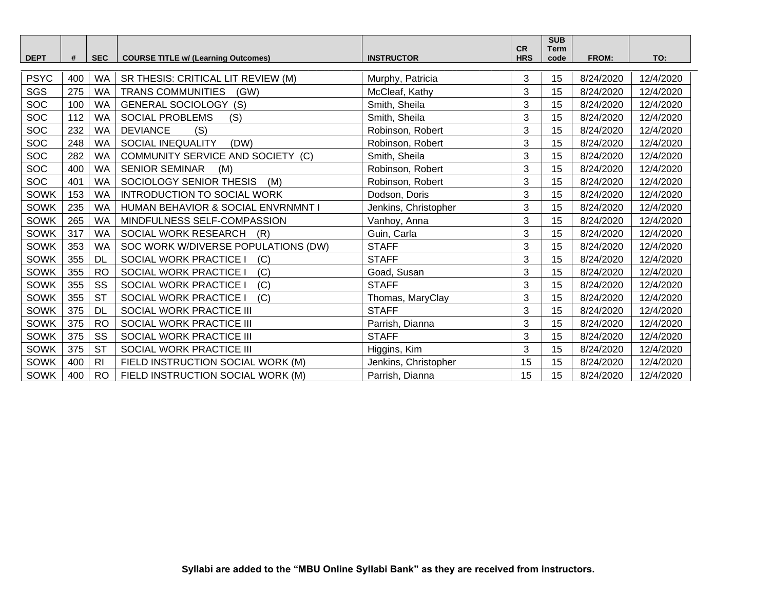| DEPT | # | SEC | COURSE TITLE w/ (Learning Outcomes) | INSTRUCTOR | CR HRS | SUB Term code | FROM: | TO: |
|---|---|---|---|---|---|---|---|---|
| PSYC | 400 | WA | SR THESIS: CRITICAL LIT REVIEW (M) | Murphy, Patricia | 3 | 15 | 8/24/2020 | 12/4/2020 |
| SGS | 275 | WA | TRANS COMMUNITIES (GW) | McCleaf, Kathy | 3 | 15 | 8/24/2020 | 12/4/2020 |
| SOC | 100 | WA | GENERAL SOCIOLOGY (S) | Smith, Sheila | 3 | 15 | 8/24/2020 | 12/4/2020 |
| SOC | 112 | WA | SOCIAL PROBLEMS (S) | Smith, Sheila | 3 | 15 | 8/24/2020 | 12/4/2020 |
| SOC | 232 | WA | DEVIANCE (S) | Robinson, Robert | 3 | 15 | 8/24/2020 | 12/4/2020 |
| SOC | 248 | WA | SOCIAL INEQUALITY (DW) | Robinson, Robert | 3 | 15 | 8/24/2020 | 12/4/2020 |
| SOC | 282 | WA | COMMUNITY SERVICE AND SOCIETY (C) | Smith, Sheila | 3 | 15 | 8/24/2020 | 12/4/2020 |
| SOC | 400 | WA | SENIOR SEMINAR (M) | Robinson, Robert | 3 | 15 | 8/24/2020 | 12/4/2020 |
| SOC | 401 | WA | SOCIOLOGY SENIOR THESIS (M) | Robinson, Robert | 3 | 15 | 8/24/2020 | 12/4/2020 |
| SOWK | 153 | WA | INTRODUCTION TO SOCIAL WORK | Dodson, Doris | 3 | 15 | 8/24/2020 | 12/4/2020 |
| SOWK | 235 | WA | HUMAN BEHAVIOR & SOCIAL ENVRNMNT I | Jenkins, Christopher | 3 | 15 | 8/24/2020 | 12/4/2020 |
| SOWK | 265 | WA | MINDFULNESS SELF-COMPASSION | Vanhoy, Anna | 3 | 15 | 8/24/2020 | 12/4/2020 |
| SOWK | 317 | WA | SOCIAL WORK RESEARCH (R) | Guin, Carla | 3 | 15 | 8/24/2020 | 12/4/2020 |
| SOWK | 353 | WA | SOC WORK W/DIVERSE POPULATIONS (DW) | STAFF | 3 | 15 | 8/24/2020 | 12/4/2020 |
| SOWK | 355 | DL | SOCIAL WORK PRACTICE I (C) | STAFF | 3 | 15 | 8/24/2020 | 12/4/2020 |
| SOWK | 355 | RO | SOCIAL WORK PRACTICE I (C) | Goad, Susan | 3 | 15 | 8/24/2020 | 12/4/2020 |
| SOWK | 355 | SS | SOCIAL WORK PRACTICE I (C) | STAFF | 3 | 15 | 8/24/2020 | 12/4/2020 |
| SOWK | 355 | ST | SOCIAL WORK PRACTICE I (C) | Thomas, MaryClay | 3 | 15 | 8/24/2020 | 12/4/2020 |
| SOWK | 375 | DL | SOCIAL WORK PRACTICE III | STAFF | 3 | 15 | 8/24/2020 | 12/4/2020 |
| SOWK | 375 | RO | SOCIAL WORK PRACTICE III | Parrish, Dianna | 3 | 15 | 8/24/2020 | 12/4/2020 |
| SOWK | 375 | SS | SOCIAL WORK PRACTICE III | STAFF | 3 | 15 | 8/24/2020 | 12/4/2020 |
| SOWK | 375 | ST | SOCIAL WORK PRACTICE III | Higgins, Kim | 3 | 15 | 8/24/2020 | 12/4/2020 |
| SOWK | 400 | RI | FIELD INSTRUCTION SOCIAL WORK (M) | Jenkins, Christopher | 15 | 15 | 8/24/2020 | 12/4/2020 |
| SOWK | 400 | RO | FIELD INSTRUCTION SOCIAL WORK (M) | Parrish, Dianna | 15 | 15 | 8/24/2020 | 12/4/2020 |

**Syllabi are added to the "MBU Online Syllabi Bank" as they are received from instructors.**